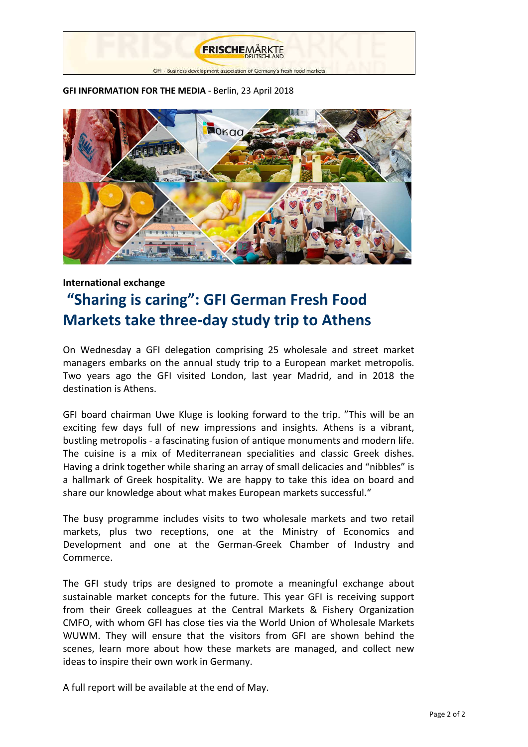**GFI INFORMATION FOR THE MEDIA** - Berlin, 23 April 2018

**International exchange**

# "Sharing is caring": GFI German Fresh Food Markets take three-day study trip to Athens

On Wednesday a GFI delegation comprising 25 wholesale and street market managers embarks on the annual study trip to a European market metropolis. Two years ago the GFI visited London, last year Madrid, and in 2018 the destination is Athens.

GFI board chairman Uwe Kluge is looking forward to the trip. "This will be an exciting few days full of new impressions and insights. Athens is a vibrant, bustling metropolis - a fascinating fusion of antique monuments and modern life. The cuisine is a mix of Mediterranean specialities and classic Greek dishes. Having a drink together while sharing an array of small delicacies and "nibbles" is a hallmark of Greek hospitality. We are happy to take this idea on board and share our knowledge about what makes European markets successful."

The busy programme includes visits to two wholesale markets and two retail markets, plus two receptions, one at the Ministry of Economics and Development and one at the German-Greek Chamber of Industry and Commerce.

The GFI study trips are designed to promote a meaningful exchange about sustainable market concepts for the future. This year GFI is receiving support from their Greek colleagues at the Central Markets & Fishery Organization CMFO, with whom GFI has close ties via the World Union of Wholesale Markets WUWM. They will ensure that the visitors from GFI are shown behind the scenes, learn more about how these markets are managed, and collect new ideas to inspire their own work in Germany.

A full report will be available at the end of May.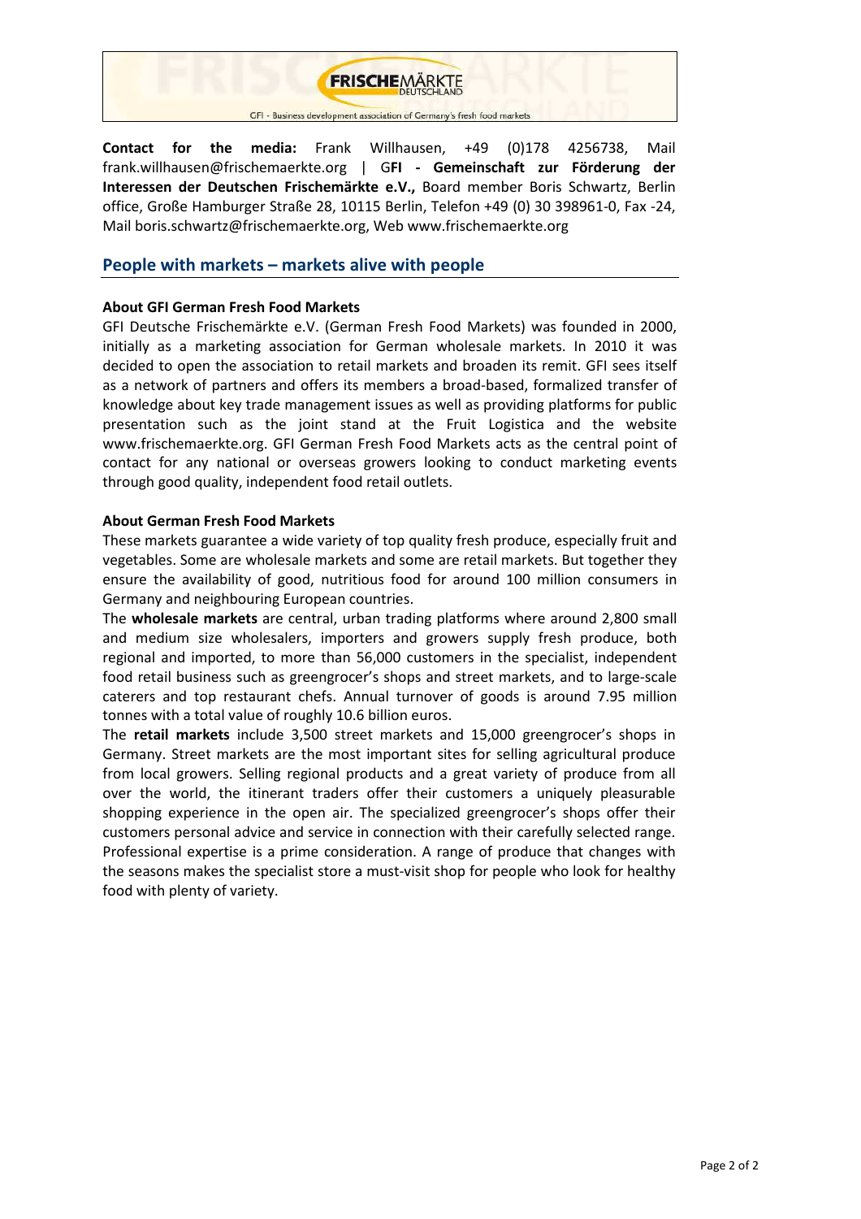FRISCHEMÄRKTE DEUTSCHLAND

GFI - Business development association of Germany's fresh food markets

**Contact for the media:** Frank Willhausen, +49 (0)178 4256738, Mail frank.willhausen@frischemaerkte.org | G**FI - Gemeinschaft zur Förderung der Interessen der Deutschen Frischemärkte e.V.,** Board member Boris Schwartz, Berlin office, Große Hamburger Straße 28, 10115 Berlin, Telefon +49 (0) 30 398961-0, Fax -24, Mail boris.schwartz@frischemaerkte.org, Web www.frischemaerkte.org

## People with markets – markets alive with people

**About GFI German Fresh Food Markets**

GFI Deutsche Frischemärkte e.V. (German Fresh Food Markets) was founded in 2000, initially as a marketing association for German wholesale markets. In 2010 it was decided to open the association to retail markets and broaden its remit. GFI sees itself as a network of partners and offers its members a broad-based, formalized transfer of knowledge about key trade management issues as well as providing platforms for public presentation such as the joint stand at the Fruit Logistica and the website www.frischemaerkte.org. GFI German Fresh Food Markets acts as the central point of contact for any national or overseas growers looking to conduct marketing events through good quality, independent food retail outlets.

**About German Fresh Food Markets**

These markets guarantee a wide variety of top quality fresh produce, especially fruit and vegetables. Some are wholesale markets and some are retail markets. But together they ensure the availability of good, nutritious food for around 100 million consumers in Germany and neighbouring European countries.

The **wholesale markets** are central, urban trading platforms where around 2,800 small and medium size wholesalers, importers and growers supply fresh produce, both regional and imported, to more than 56,000 customers in the specialist, independent food retail business such as greengrocer's shops and street markets, and to large-scale caterers and top restaurant chefs. Annual turnover of goods is around 7.95 million tonnes with a total value of roughly 10.6 billion euros.

The **retail markets** include 3,500 street markets and 15,000 greengrocer's shops in Germany. Street markets are the most important sites for selling agricultural produce from local growers. Selling regional products and a great variety of produce from all over the world, the itinerant traders offer their customers a uniquely pleasurable shopping experience in the open air. The specialized greengrocer's shops offer their customers personal advice and service in connection with their carefully selected range. Professional expertise is a prime consideration. A range of produce that changes with the seasons makes the specialist store a must-visit shop for people who look for healthy food with plenty of variety.